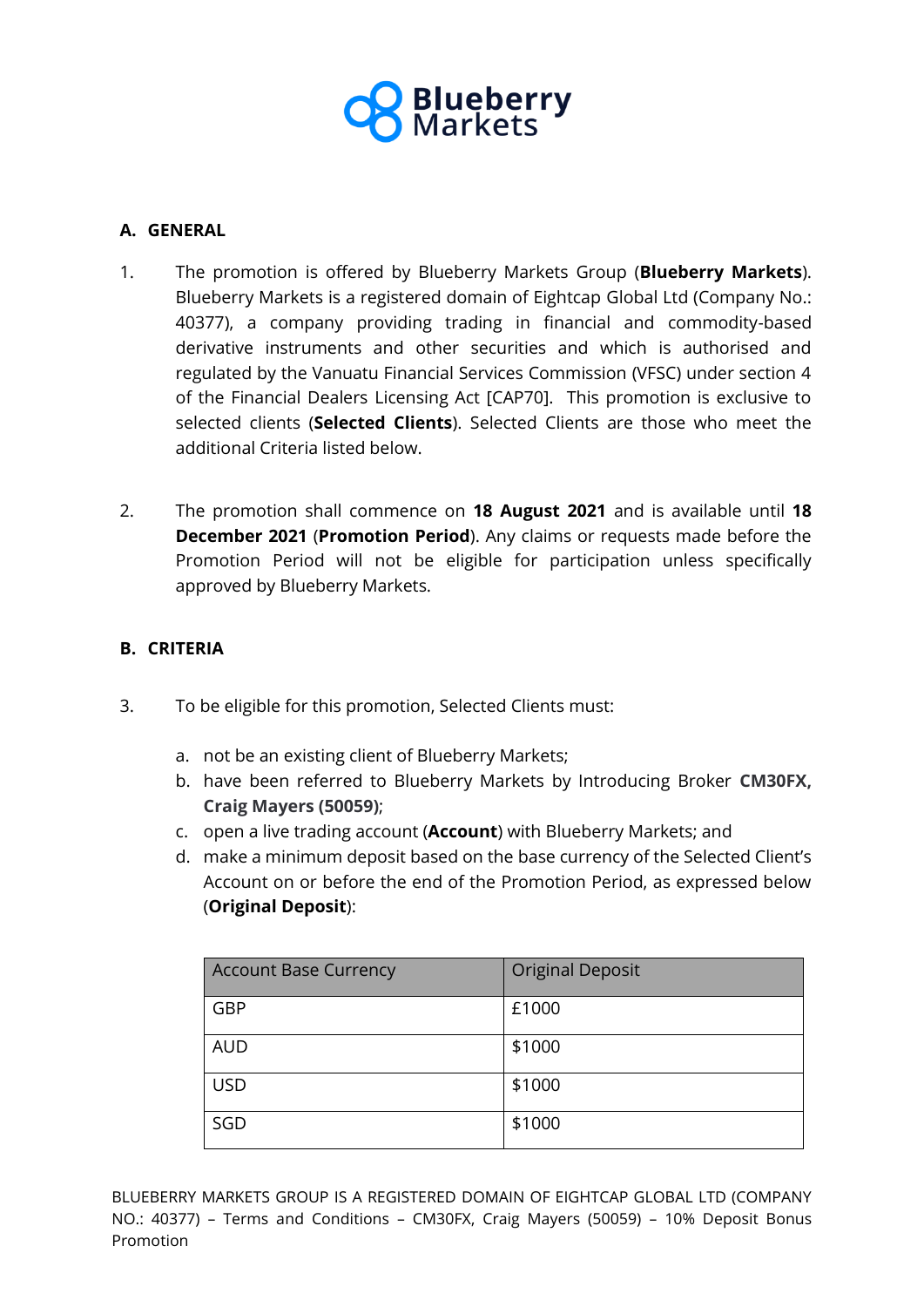## A. GENERAL

1. The promotion is offered by Blueberry Markets Group (**Blueberry Markets**). Blueberry Markets is a registered domain of Eightcap Global Ltd (Company No.: 40377), a company providing trading in financial and commodity-based derivative instruments and other securities and which is authorised and regulated by the Vanuatu Financial Services Commission (VFSC) under section 4 of the Financial Dealers Licensing Act [CAP70]. This promotion is exclusive to selected clients (**Selected Clients**). Selected Clients are those who meet the additional Criteria listed below.

2. The promotion shall commence on **18 August 2021** and is available until **18 December 2021** (**Promotion Period**). Any claims or requests made before the Promotion Period will not be eligible for participation unless specifically approved by Blueberry Markets.

## B. CRITERIA

3. To be eligible for this promotion, Selected Clients must:

   a. not be an existing client of Blueberry Markets;
   b. have been referred to Blueberry Markets by Introducing Broker **CM30FX, Craig Mayers (50059)**;
   c. open a live trading account (**Account**) with Blueberry Markets; and
   d. make a minimum deposit based on the base currency of the Selected Client's Account on or before the end of the Promotion Period, as expressed below (**Original Deposit**):

| Account Base Currency | Original Deposit |
| --- | --- |
| GBP | £1000 |
| AUD | $1000 |
| USD | $1000 |
| SGD | $1000 |

BLUEBERRY MARKETS GROUP IS A REGISTERED DOMAIN OF EIGHTCAP GLOBAL LTD (COMPANY NO.: 40377) – Terms and Conditions – CM30FX, Craig Mayers (50059) – 10% Deposit Bonus Promotion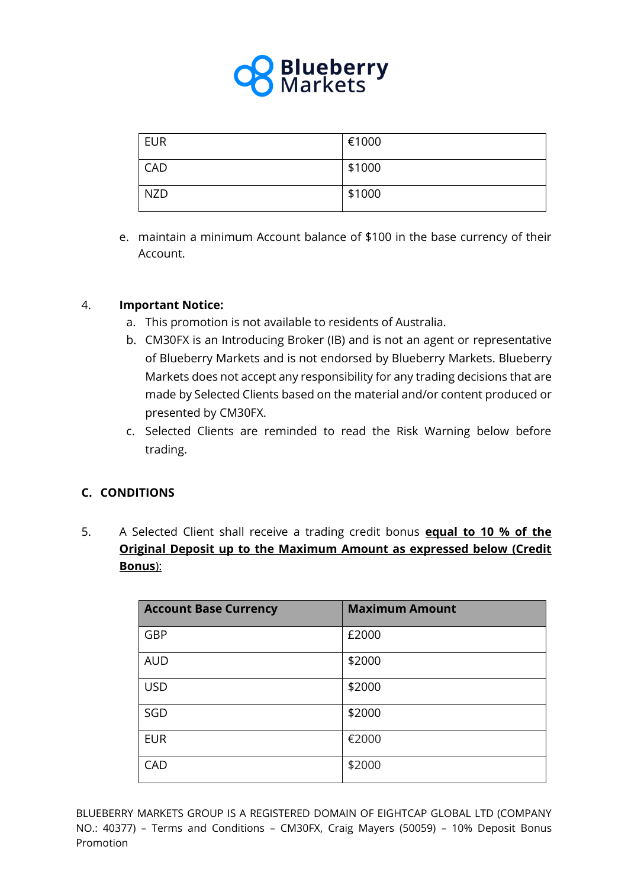| EUR | €1000 |
| --- | --- |
| CAD | $1000 |
| NZD | $1000 |

e. maintain a minimum Account balance of $100 in the base currency of their Account.

4. **Important Notice:**
   a. This promotion is not available to residents of Australia.
   b. CM30FX is an Introducing Broker (IB) and is not an agent or representative of Blueberry Markets and is not endorsed by Blueberry Markets. Blueberry Markets does not accept any responsibility for any trading decisions that are made by Selected Clients based on the material and/or content produced or presented by CM30FX.
   c. Selected Clients are reminded to read the Risk Warning below before trading.

## C. CONDITIONS

5. A Selected Client shall receive a trading credit bonus **equal to 10 % of the Original Deposit up to the Maximum Amount as expressed below (Credit Bonus)**:

| Account Base Currency | Maximum Amount |
| --- | --- |
| GBP | £2000 |
| AUD | $2000 |
| USD | $2000 |
| SGD | $2000 |
| EUR | €2000 |
| CAD | $2000 |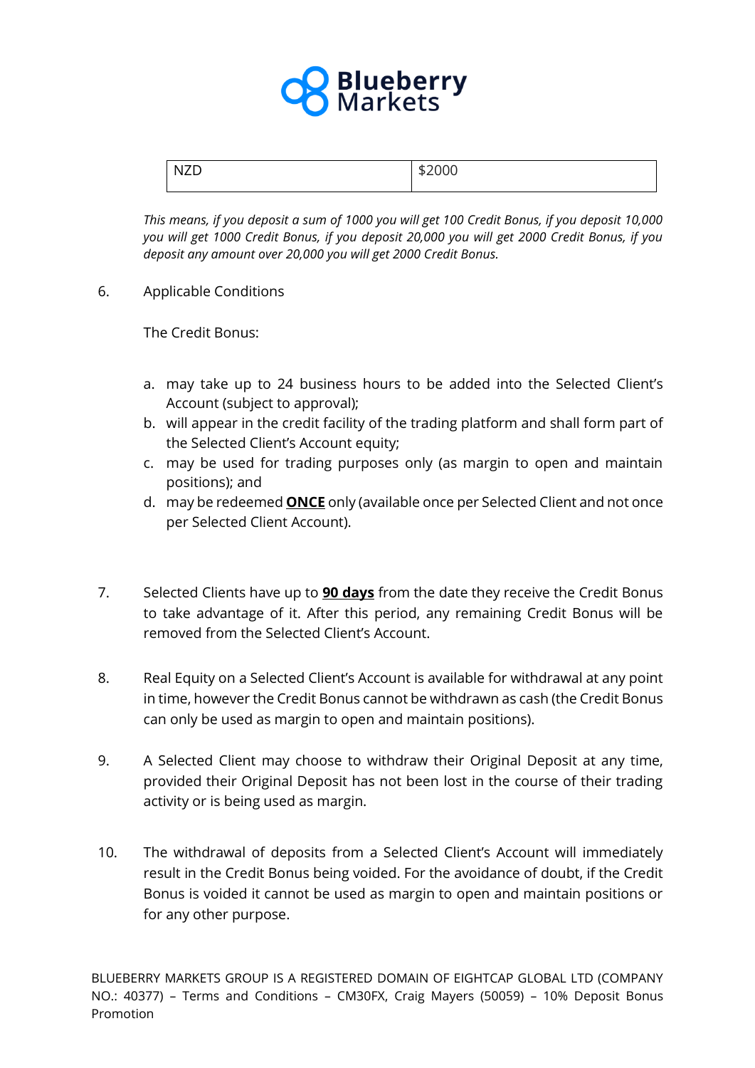| NZD | $2000 |
|---|---|

*This means, if you deposit a sum of 1000 you will get 100 Credit Bonus, if you deposit 10,000 you will get 1000 Credit Bonus, if you deposit 20,000 you will get 2000 Credit Bonus, if you deposit any amount over 20,000 you will get 2000 Credit Bonus.*

6. Applicable Conditions

   The Credit Bonus:

   a. may take up to 24 business hours to be added into the Selected Client's Account (subject to approval);
   b. will appear in the credit facility of the trading platform and shall form part of the Selected Client's Account equity;
   c. may be used for trading purposes only (as margin to open and maintain positions); and
   d. may be redeemed **ONCE** only (available once per Selected Client and not once per Selected Client Account).

7. Selected Clients have up to **90 days** from the date they receive the Credit Bonus to take advantage of it. After this period, any remaining Credit Bonus will be removed from the Selected Client's Account.

8. Real Equity on a Selected Client's Account is available for withdrawal at any point in time, however the Credit Bonus cannot be withdrawn as cash (the Credit Bonus can only be used as margin to open and maintain positions).

9. A Selected Client may choose to withdraw their Original Deposit at any time, provided their Original Deposit has not been lost in the course of their trading activity or is being used as margin.

10. The withdrawal of deposits from a Selected Client's Account will immediately result in the Credit Bonus being voided. For the avoidance of doubt, if the Credit Bonus is voided it cannot be used as margin to open and maintain positions or for any other purpose.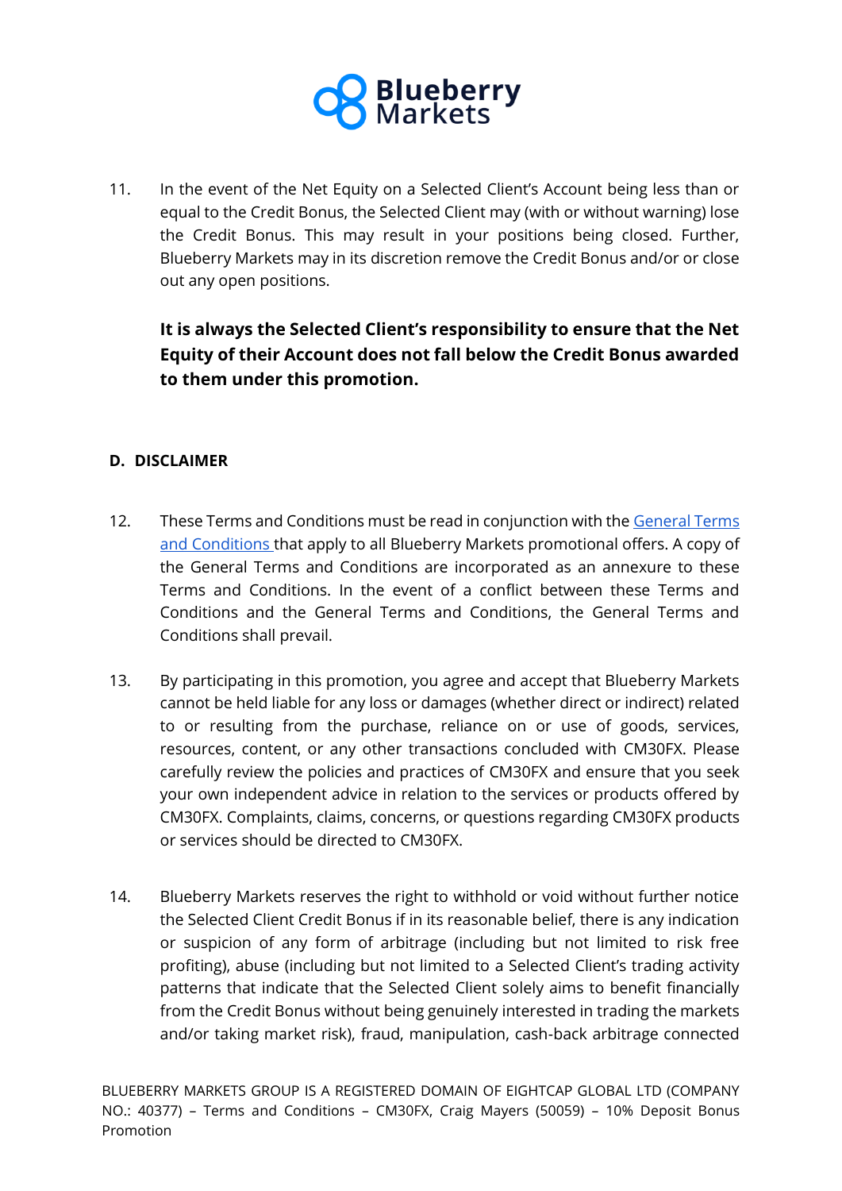11. In the event of the Net Equity on a Selected Client's Account being less than or equal to the Credit Bonus, the Selected Client may (with or without warning) lose the Credit Bonus. This may result in your positions being closed. Further, Blueberry Markets may in its discretion remove the Credit Bonus and/or or close out any open positions.

    **It is always the Selected Client's responsibility to ensure that the Net Equity of their Account does not fall below the Credit Bonus awarded to them under this promotion.**

## D. DISCLAIMER

12. These Terms and Conditions must be read in conjunction with the General Terms and Conditions that apply to all Blueberry Markets promotional offers. A copy of the General Terms and Conditions are incorporated as an annexure to these Terms and Conditions. In the event of a conflict between these Terms and Conditions and the General Terms and Conditions, the General Terms and Conditions shall prevail.

13. By participating in this promotion, you agree and accept that Blueberry Markets cannot be held liable for any loss or damages (whether direct or indirect) related to or resulting from the purchase, reliance on or use of goods, services, resources, content, or any other transactions concluded with CM30FX. Please carefully review the policies and practices of CM30FX and ensure that you seek your own independent advice in relation to the services or products offered by CM30FX. Complaints, claims, concerns, or questions regarding CM30FX products or services should be directed to CM30FX.

14. Blueberry Markets reserves the right to withhold or void without further notice the Selected Client Credit Bonus if in its reasonable belief, there is any indication or suspicion of any form of arbitrage (including but not limited to risk free profiting), abuse (including but not limited to a Selected Client's trading activity patterns that indicate that the Selected Client solely aims to benefit financially from the Credit Bonus without being genuinely interested in trading the markets and/or taking market risk), fraud, manipulation, cash-back arbitrage connected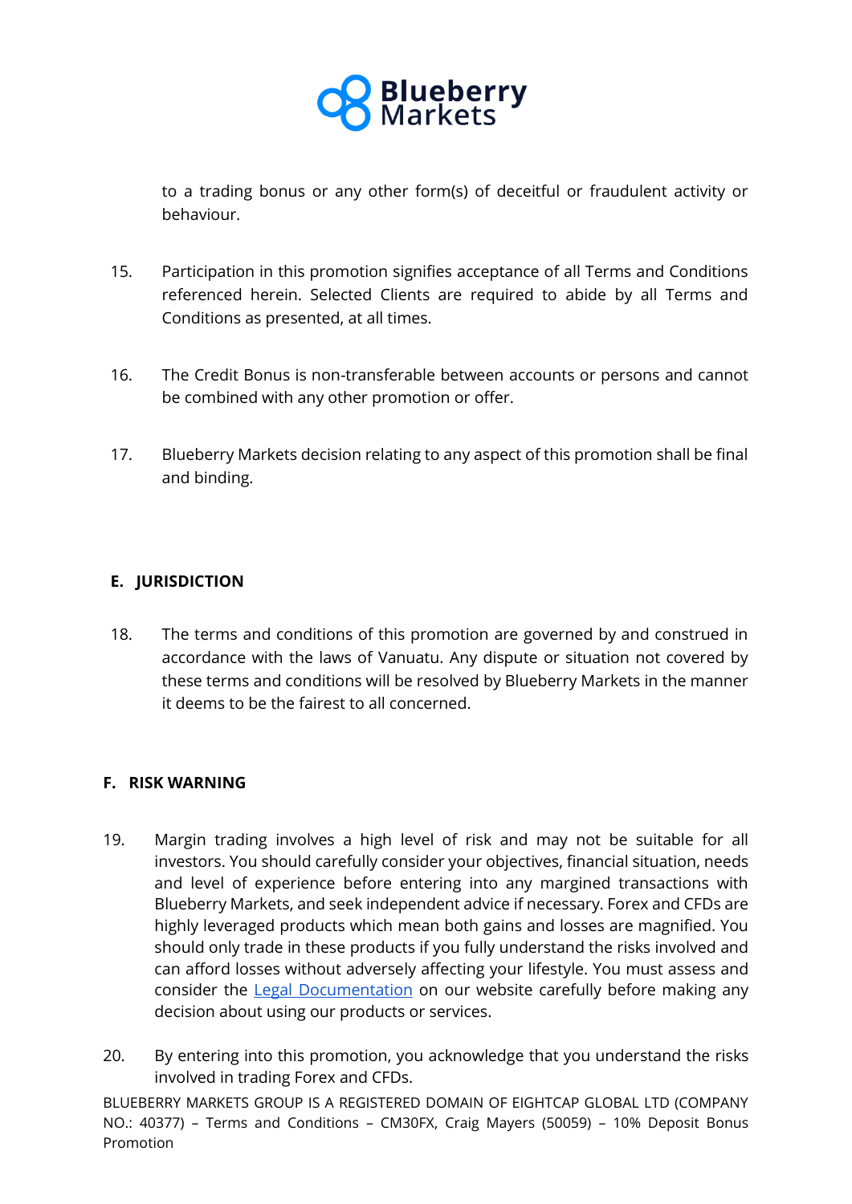to a trading bonus or any other form(s) of deceitful or fraudulent activity or behaviour.

15. Participation in this promotion signifies acceptance of all Terms and Conditions referenced herein. Selected Clients are required to abide by all Terms and Conditions as presented, at all times.

16. The Credit Bonus is non-transferable between accounts or persons and cannot be combined with any other promotion or offer.

17. Blueberry Markets decision relating to any aspect of this promotion shall be final and binding.

## E. JURISDICTION

18. The terms and conditions of this promotion are governed by and construed in accordance with the laws of Vanuatu. Any dispute or situation not covered by these terms and conditions will be resolved by Blueberry Markets in the manner it deems to be the fairest to all concerned.

## F. RISK WARNING

19. Margin trading involves a high level of risk and may not be suitable for all investors. You should carefully consider your objectives, financial situation, needs and level of experience before entering into any margined transactions with Blueberry Markets, and seek independent advice if necessary. Forex and CFDs are highly leveraged products which mean both gains and losses are magnified. You should only trade in these products if you fully understand the risks involved and can afford losses without adversely affecting your lifestyle. You must assess and consider the Legal Documentation on our website carefully before making any decision about using our products or services.

20. By entering into this promotion, you acknowledge that you understand the risks involved in trading Forex and CFDs.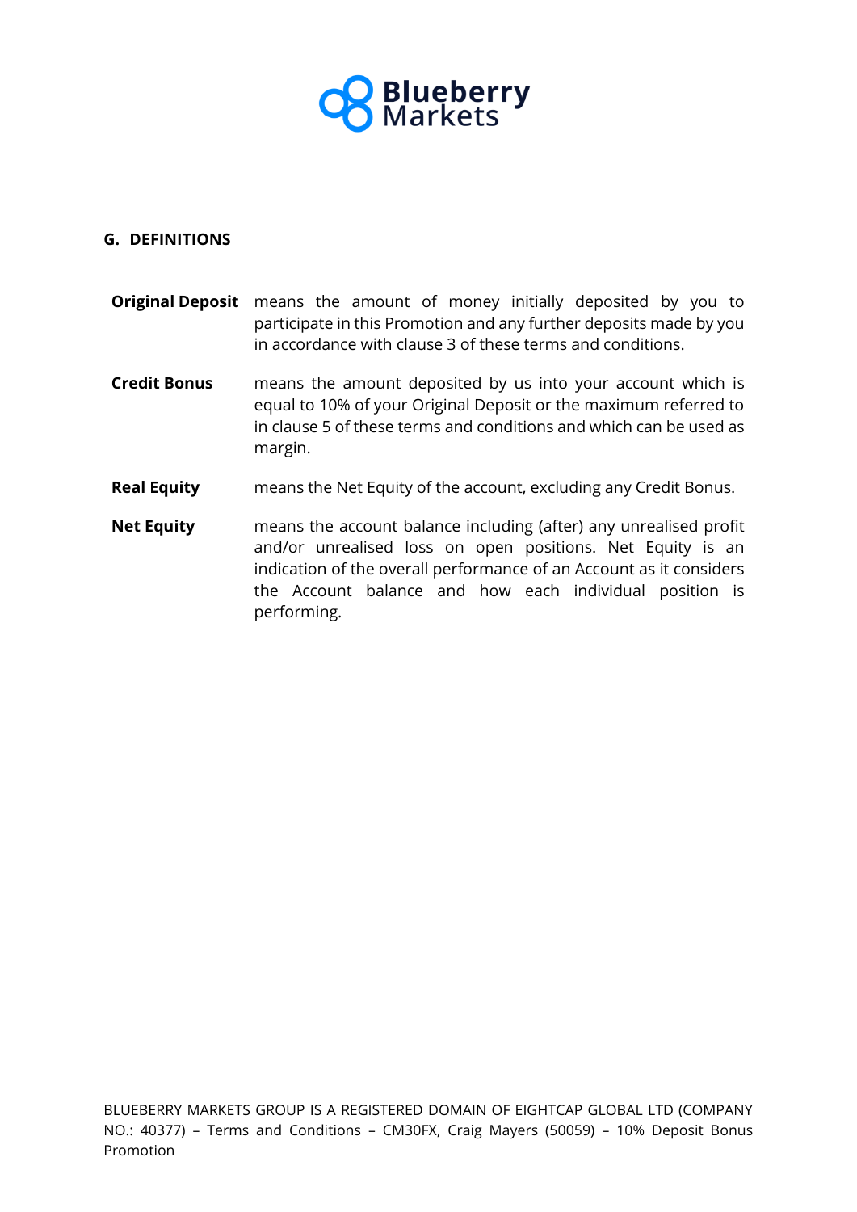## G. DEFINITIONS

**Original Deposit** means the amount of money initially deposited by you to participate in this Promotion and any further deposits made by you in accordance with clause 3 of these terms and conditions.

**Credit Bonus** means the amount deposited by us into your account which is equal to 10% of your Original Deposit or the maximum referred to in clause 5 of these terms and conditions and which can be used as margin.

**Real Equity** means the Net Equity of the account, excluding any Credit Bonus.

**Net Equity** means the account balance including (after) any unrealised profit and/or unrealised loss on open positions. Net Equity is an indication of the overall performance of an Account as it considers the Account balance and how each individual position is performing.